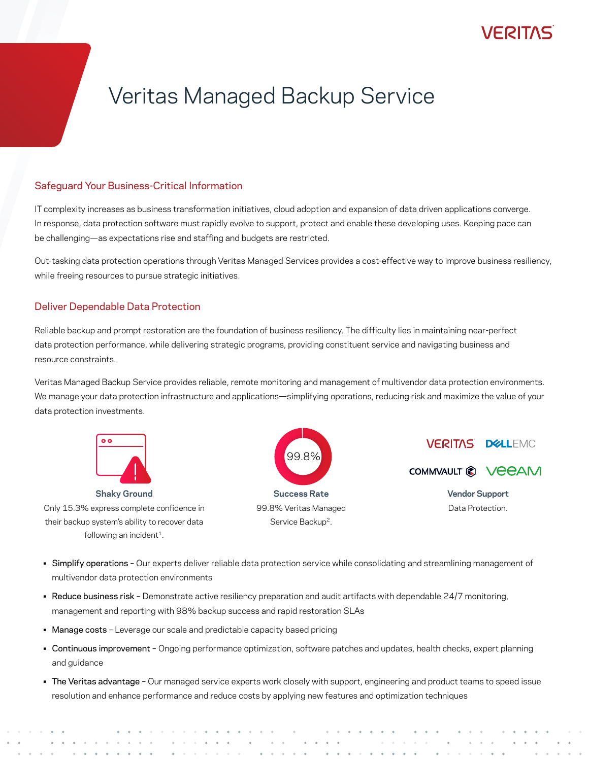# Veritas Managed Backup Service

## Safeguard Your Business-Critical Information

IT complexity increases as business transformation initiatives, cloud adoption and expansion of data driven applications converge. In response, data protection software must rapidly evolve to support, protect and enable these developing uses. Keeping pace can be challenging—as expectations rise and staffing and budgets are restricted.

Out-tasking data protection operations through Veritas Managed Services provides a cost-effective way to improve business resiliency, while freeing resources to pursue strategic initiatives.

## Deliver Dependable Data Protection

Reliable backup and prompt restoration are the foundation of business resiliency. The difficulty lies in maintaining near-perfect data protection performance, while delivering strategic programs, providing constituent service and navigating business and resource constraints.

Veritas Managed Backup Service provides reliable, remote monitoring and management of multivendor data protection environments. We manage your data protection infrastructure and applications—simplifying operations, reducing risk and maximize the value of your data protection investments.

**Shaky Ground**

Only 15.3% express complete confidence in their backup system's ability to recover data following an incident[1].

**Success Rate**

99.8%

99.8% Veritas Managed Service Backup[2].

**Vendor Support**

VERITAS DELL EMC COMMVAULT VEEAM

Data Protection.

- **Simplify operations** – Our experts deliver reliable data protection service while consolidating and streamlining management of multivendor data protection environments
- **Reduce business risk** – Demonstrate active resiliency preparation and audit artifacts with dependable 24/7 monitoring, management and reporting with 98% backup success and rapid restoration SLAs
- **Manage costs** – Leverage our scale and predictable capacity based pricing
- **Continuous improvement** – Ongoing performance optimization, software patches and updates, health checks, expert planning and guidance
- **The Veritas advantage** – Our managed service experts work closely with support, engineering and product teams to speed issue resolution and enhance performance and reduce costs by applying new features and optimization techniques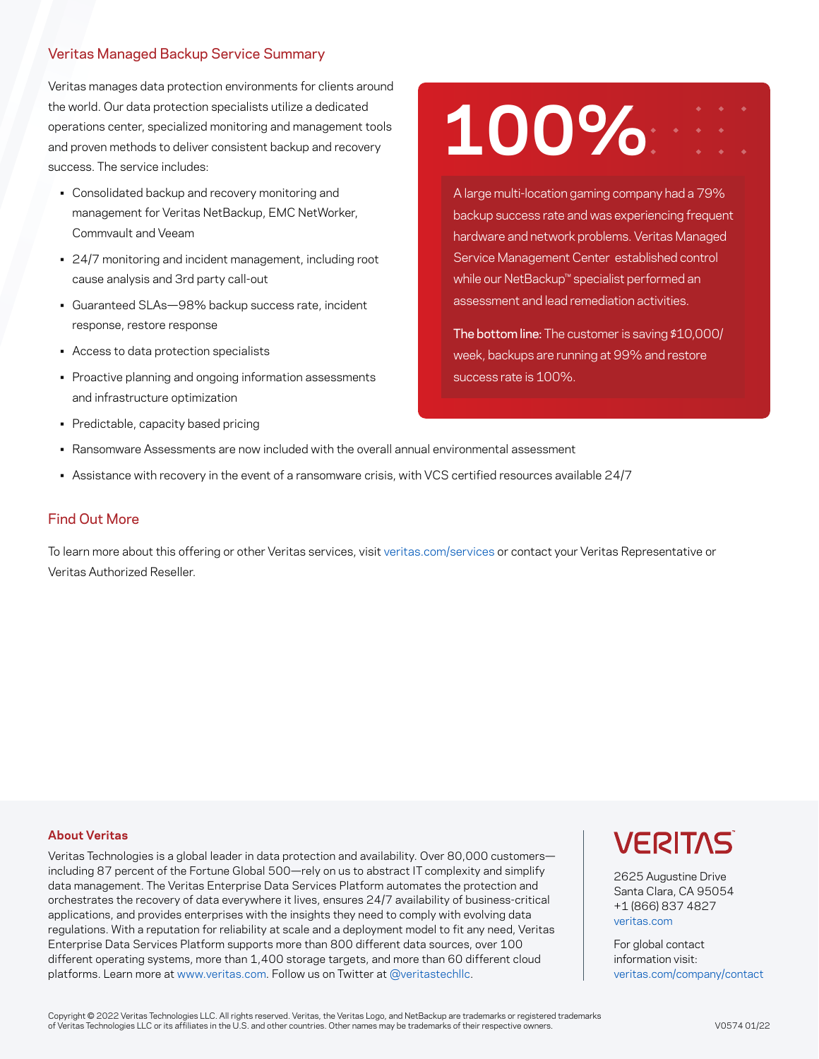## Veritas Managed Backup Service Summary

Veritas manages data protection environments for clients around the world. Our data protection specialists utilize a dedicated operations center, specialized monitoring and management tools and proven methods to deliver consistent backup and recovery success. The service includes:

- Consolidated backup and recovery monitoring and management for Veritas NetBackup, EMC NetWorker, Commvault and Veeam
- 24/7 monitoring and incident management, including root cause analysis and 3rd party call-out
- Guaranteed SLAs—98% backup success rate, incident response, restore response
- Access to data protection specialists
- Proactive planning and ongoing information assessments and infrastructure optimization
- Predictable, capacity based pricing
- Ransomware Assessments are now included with the overall annual environmental assessment
- Assistance with recovery in the event of a ransomware crisis, with VCS certified resources available 24/7

**100%**

A large multi-location gaming company had a 79% backup success rate and was experiencing frequent hardware and network problems. Veritas Managed Service Management Center established control while our NetBackup™ specialist performed an assessment and lead remediation activities.

**The bottom line:** The customer is saving $10,000/week, backups are running at 99% and restore success rate is 100%.

## Find Out More

To learn more about this offering or other Veritas services, visit veritas.com/services or contact your Veritas Representative or Veritas Authorized Reseller.

### About Veritas

Veritas Technologies is a global leader in data protection and availability. Over 80,000 customers—including 87 percent of the Fortune Global 500—rely on us to abstract IT complexity and simplify data management. The Veritas Enterprise Data Services Platform automates the protection and orchestrates the recovery of data everywhere it lives, ensures 24/7 availability of business-critical applications, and provides enterprises with the insights they need to comply with evolving data regulations. With a reputation for reliability at scale and a deployment model to fit any need, Veritas Enterprise Data Services Platform supports more than 800 different data sources, over 100 different operating systems, more than 1,400 storage targets, and more than 60 different cloud platforms. Learn more at www.veritas.com. Follow us on Twitter at @veritastechllc.

VERITAS

2625 Augustine Drive
Santa Clara, CA 95054
+1 (866) 837 4827
veritas.com

For global contact information visit:
veritas.com/company/contact

Copyright © 2022 Veritas Technologies LLC. All rights reserved. Veritas, the Veritas Logo, and NetBackup are trademarks or registered trademarks of Veritas Technologies LLC or its affiliates in the U.S. and other countries. Other names may be trademarks of their respective owners.

V0574 01/22